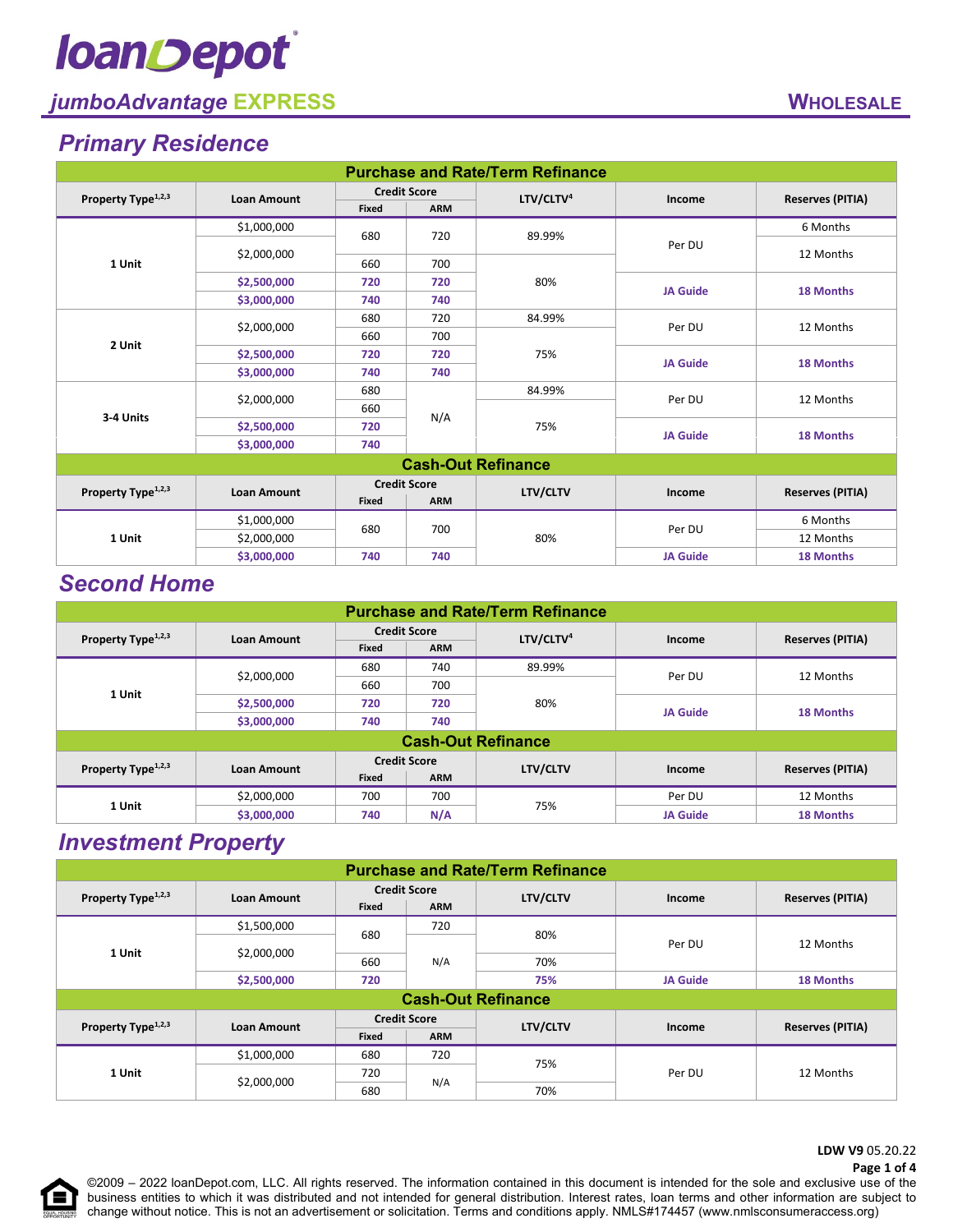# loanDepot

## jumboAdvantage EXPRESS

**WHOLESALE**

## Primary Residence

| Purchase and Rate/Term Refinance | | | | | | |
|---|---|---|---|---|---|---|
| Property Type[1,2,3] | Loan Amount | Credit Score | | LTV/CLTV[4] | Income | Reserves (PITIA) |
| | | Fixed | ARM | | | |
| 1 Unit | $1,000,000 | 680 | 720 | 89.99% | Per DU | 6 Months |
| | $2,000,000 | | | | | 12 Months |
| | | 660 | 700 | 80% | | |
| | $2,500,000 | 720 | 720 | | JA Guide | 18 Months |
| | $3,000,000 | 740 | 740 | | | |
| 2 Unit | $2,000,000 | 680 | 720 | 84.99% | Per DU | 12 Months |
| | | 660 | 700 | 75% | | |
| | $2,500,000 | 720 | 720 | | JA Guide | 18 Months |
| | $3,000,000 | 740 | 740 | | | |
| 3-4 Units | $2,000,000 | 680 | N/A | 84.99% | Per DU | 12 Months |
| | | 660 | | 75% | | |
| | $2,500,000 | 720 | | | JA Guide | 18 Months |
| | $3,000,000 | 740 | | | | |

| Cash-Out Refinance | | | | | | |
|---|---|---|---|---|---|---|
| Property Type[1,2,3] | Loan Amount | Credit Score | | LTV/CLTV | Income | Reserves (PITIA) |
| | | Fixed | ARM | | | |
| 1 Unit | $1,000,000 | 680 | 700 | 80% | Per DU | 6 Months |
| | $2,000,000 | | | | | 12 Months |
| | $3,000,000 | 740 | 740 | | JA Guide | 18 Months |

## Second Home

| Purchase and Rate/Term Refinance | | | | | | |
|---|---|---|---|---|---|---|
| Property Type[1,2,3] | Loan Amount | Credit Score | | LTV/CLTV[4] | Income | Reserves (PITIA) |
| | | Fixed | ARM | | | |
| 1 Unit | $2,000,000 | 680 | 740 | 89.99% | Per DU | 12 Months |
| | | 660 | 700 | 80% | | |
| | $2,500,000 | 720 | 720 | | JA Guide | 18 Months |
| | $3,000,000 | 740 | 740 | | | |

| Cash-Out Refinance | | | | | | |
|---|---|---|---|---|---|---|
| Property Type[1,2,3] | Loan Amount | Credit Score | | LTV/CLTV | Income | Reserves (PITIA) |
| | | Fixed | ARM | | | |
| 1 Unit | $2,000,000 | 700 | 700 | 75% | Per DU | 12 Months |
| | $3,000,000 | 740 | N/A | | JA Guide | 18 Months |

## Investment Property

| Purchase and Rate/Term Refinance | | | | | | |
|---|---|---|---|---|---|---|
| Property Type[1,2,3] | Loan Amount | Credit Score | | LTV/CLTV | Income | Reserves (PITIA) |
| | | Fixed | ARM | | | |
| 1 Unit | $1,500,000 | 680 | 720 | 80% | Per DU | 12 Months |
| | $2,000,000 | | N/A | | | |
| | | 660 | | 70% | | |
| | $2,500,000 | 720 | | 75% | JA Guide | 18 Months |

| Cash-Out Refinance | | | | | | |
|---|---|---|---|---|---|---|
| Property Type[1,2,3] | Loan Amount | Credit Score | | LTV/CLTV | Income | Reserves (PITIA) |
| | | Fixed | ARM | | | |
| 1 Unit | $1,000,000 | 680 | 720 | 75% | Per DU | 12 Months |
| | $2,000,000 | 720 | N/A | | | |
| | | 680 | | 70% | | |

**LDW V9** 05.20.22

©2009 – 2022 loanDepot.com, LLC. All rights reserved. The information contained in this document is intended for the sole and exclusive use of the business entities to which it was distributed and not intended for general distribution. Interest rates, loan terms and other information are subject to change without notice. This is not an advertisement or solicitation. Terms and conditions apply. NMLS#174457 (www.nmlsconsumeraccess.org)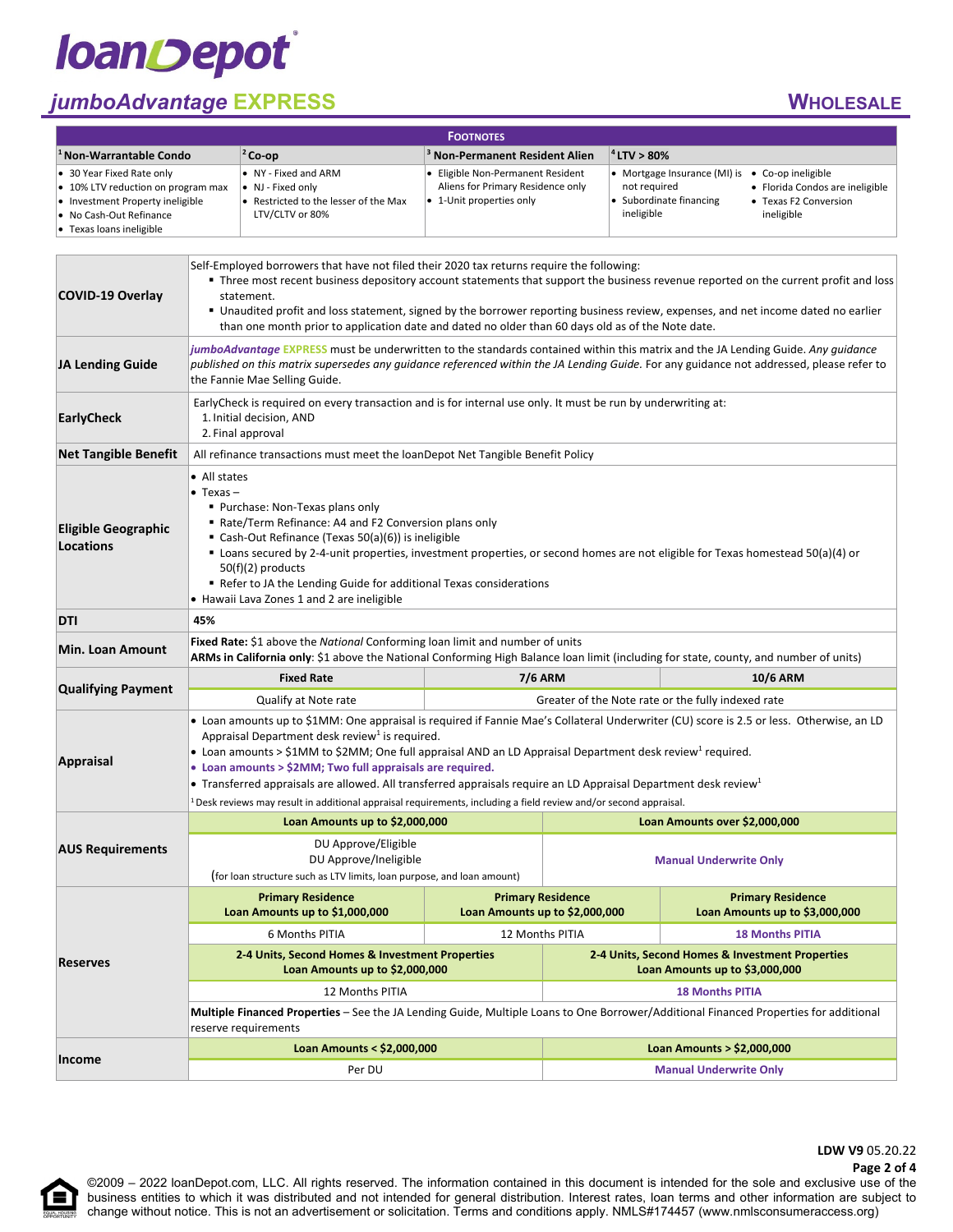# loanDepot

## jumboAdvantage EXPRESS

**WHOLESALE**

### FOOTNOTES

| [1] Non-Warrantable Condo | [2] Co-op | [3] Non-Permanent Resident Alien | [4] LTV > 80% |
|---|---|---|---|
| • 30 Year Fixed Rate only<br>• 10% LTV reduction on program max<br>• Investment Property ineligible<br>• No Cash-Out Refinance<br>• Texas loans ineligible | • NY - Fixed and ARM<br>• NJ - Fixed only<br>• Restricted to the lesser of the Max LTV/CLTV or 80% | • Eligible Non-Permanent Resident Aliens for Primary Residence only<br>• 1-Unit properties only | • Mortgage Insurance (MI) is not required<br>• Subordinate financing ineligible<br>• Co-op ineligible<br>• Florida Condos are ineligible<br>• Texas F2 Conversion ineligible |

| | | | | | |
|---|---|---|---|---|---|
| **COVID-19 Overlay** | Self-Employed borrowers that have not filed their 2020 tax returns require the following:<br>▪ Three most recent business depository account statements that support the business revenue reported on the current profit and loss statement.<br>▪ Unaudited profit and loss statement, signed by the borrower reporting business review, expenses, and net income dated no earlier than one month prior to application date and dated no older than 60 days old as of the Note date. | | | | |
| **JA Lending Guide** | *jumboAdvantage* EXPRESS must be underwritten to the standards contained within this matrix and the JA Lending Guide. *Any guidance published on this matrix supersedes any guidance referenced within the JA Lending Guide.* For any guidance not addressed, please refer to the Fannie Mae Selling Guide. | | | | |
| **EarlyCheck** | EarlyCheck is required on every transaction and is for internal use only. It must be run by underwriting at:<br>1. Initial decision, AND<br>2. Final approval | | | | |
| **Net Tangible Benefit** | All refinance transactions must meet the loanDepot Net Tangible Benefit Policy | | | | |
| **Eligible Geographic Locations** | • All states<br>• Texas –<br>▪ Purchase: Non-Texas plans only<br>▪ Rate/Term Refinance: A4 and F2 Conversion plans only<br>▪ Cash-Out Refinance (Texas 50(a)(6)) is ineligible<br>▪ Loans secured by 2-4-unit properties, investment properties, or second homes are not eligible for Texas homestead 50(a)(4) or 50(f)(2) products<br>▪ Refer to JA the Lending Guide for additional Texas considerations<br>• Hawaii Lava Zones 1 and 2 are ineligible | | | | |
| **DTI** | **45%** | | | | |
| **Min. Loan Amount** | **Fixed Rate:** $1 above the *National* Conforming loan limit and number of units<br>**ARMs in California only**: $1 above the National Conforming High Balance loan limit (including for state, county, and number of units) | | | | |
| **Qualifying Payment** | **Fixed Rate** | | **7/6 ARM** | | **10/6 ARM** |
| | Qualify at Note rate | | Greater of the Note rate or the fully indexed rate | | |
| **Appraisal** | • Loan amounts up to $1MM: One appraisal is required if Fannie Mae's Collateral Underwriter (CU) score is 2.5 or less. Otherwise, an LD Appraisal Department desk review[1] is required.<br>• Loan amounts > $1MM to $2MM; One full appraisal AND an LD Appraisal Department desk review[1] required.<br>• **Loan amounts > $2MM; Two full appraisals are required.**<br>• Transferred appraisals are allowed. All transferred appraisals require an LD Appraisal Department desk review[1]<br>[1] Desk reviews may result in additional appraisal requirements, including a field review and/or second appraisal. | | | | |
| **AUS Requirements** | **Loan Amounts up to $2,000,000** | | | **Loan Amounts over $2,000,000** | |
| | DU Approve/Eligible<br>DU Approve/Ineligible<br>(for loan structure such as LTV limits, loan purpose, and loan amount) | | | **Manual Underwrite Only** | |
| **Reserves** | **Primary Residence Loan Amounts up to $1,000,000** | | **Primary Residence Loan Amounts up to $2,000,000** | | **Primary Residence Loan Amounts up to $3,000,000** |
| | 6 Months PITIA | | 12 Months PITIA | | **18 Months PITIA** |
| | **2-4 Units, Second Homes & Investment Properties Loan Amounts up to $2,000,000** | | | **2-4 Units, Second Homes & Investment Properties Loan Amounts up to $3,000,000** | |
| | 12 Months PITIA | | | **18 Months PITIA** | |
| | **Multiple Financed Properties** – See the JA Lending Guide, Multiple Loans to One Borrower/Additional Financed Properties for additional reserve requirements | | | | |
| **Income** | **Loan Amounts < $2,000,000** | | | **Loan Amounts > $2,000,000** | |
| | Per DU | | | **Manual Underwrite Only** | |

LDW V9 05.20.22

©2009 – 2022 loanDepot.com, LLC. All rights reserved. The information contained in this document is intended for the sole and exclusive use of the business entities to which it was distributed and not intended for general distribution. Interest rates, loan terms and other information are subject to change without notice. This is not an advertisement or solicitation. Terms and conditions apply. NMLS#174457 (www.nmlsconsumeraccess.org)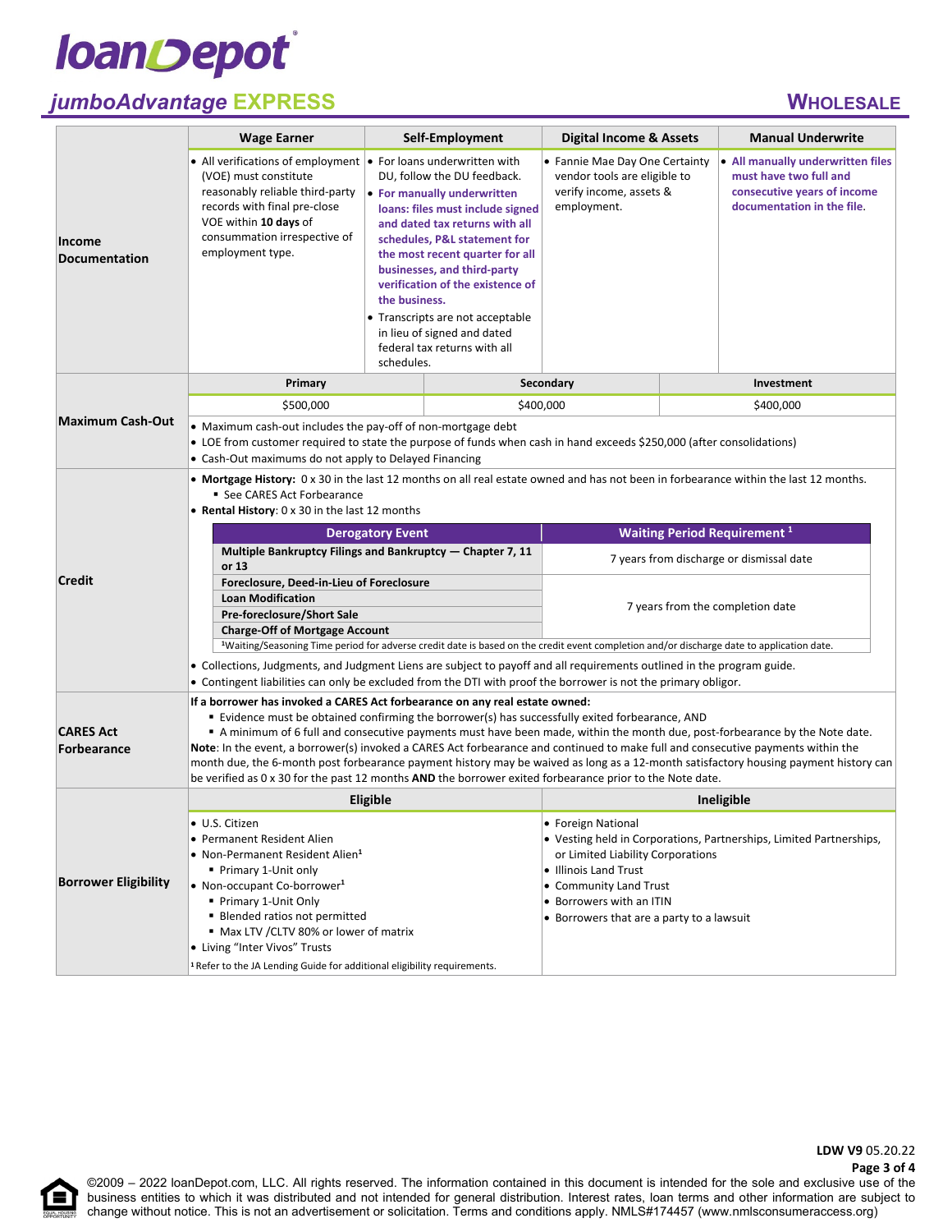# loanDepot

## jumboAdvantage EXPRESS — WHOLESALE

### Income Documentation

| Wage Earner | Self-Employment | Digital Income & Assets | Manual Underwrite |
|---|---|---|---|
| • All verifications of employment (VOE) must constitute reasonably reliable third-party records with final pre-close VOE within **10 days** of consummation irrespective of employment type. | • For loans underwritten with DU, follow the DU feedback.<br>• **For manually underwritten loans: files must include signed and dated tax returns with all schedules, P&L statement for the most recent quarter for all businesses, and third-party verification of the existence of the business.**<br>• Transcripts are not acceptable in lieu of signed and dated federal tax returns with all schedules. | • Fannie Mae Day One Certainty vendor tools are eligible to verify income, assets & employment. | • **All manually underwritten files must have two full and consecutive years of income documentation in the file.** |

### Maximum Cash-Out

| Primary | Secondary | Investment |
|---|---|---|
| $500,000 | $400,000 | $400,000 |

- Maximum cash-out includes the pay-off of non-mortgage debt
- LOE from customer required to state the purpose of funds when cash in hand exceeds $250,000 (after consolidations)
- Cash-Out maximums do not apply to Delayed Financing

### Credit

- **Mortgage History:** 0 x 30 in the last 12 months on all real estate owned and has not been in forbearance within the last 12 months.
  - See CARES Act Forbearance
- **Rental History**: 0 x 30 in the last 12 months

| Derogatory Event | Waiting Period Requirement [1] |
|---|---|
| **Multiple Bankruptcy Filings and Bankruptcy — Chapter 7, 11 or 13** | 7 years from discharge or dismissal date |
| **Foreclosure, Deed-in-Lieu of Foreclosure** | 7 years from the completion date |
| **Loan Modification** | |
| **Pre-foreclosure/Short Sale** | |
| **Charge-Off of Mortgage Account** | |

[1]Waiting/Seasoning Time period for adverse credit date is based on the credit event completion and/or discharge date to application date.

- Collections, Judgments, and Judgment Liens are subject to payoff and all requirements outlined in the program guide.
- Contingent liabilities can only be excluded from the DTI with proof the borrower is not the primary obligor.

### CARES Act Forbearance

**If a borrower has invoked a CARES Act forbearance on any real estate owned:**

- Evidence must be obtained confirming the borrower(s) has successfully exited forbearance, AND
- A minimum of 6 full and consecutive payments must have been made, within the month due, post-forbearance by the Note date.

**Note**: In the event, a borrower(s) invoked a CARES Act forbearance and continued to make full and consecutive payments within the month due, the 6-month post forbearance payment history may be waived as long as a 12-month satisfactory housing payment history can be verified as 0 x 30 for the past 12 months **AND** the borrower exited forbearance prior to the Note date.

### Borrower Eligibility

| Eligible | Ineligible |
|---|---|
| • U.S. Citizen<br>• Permanent Resident Alien<br>• Non-Permanent Resident Alien[1]<br>  ▪ Primary 1-Unit only<br>• Non-occupant Co-borrower[1]<br>  ▪ Primary 1-Unit Only<br>  ▪ Blended ratios not permitted<br>  ▪ Max LTV /CLTV 80% or lower of matrix<br>• Living "Inter Vivos" Trusts<br>[1] Refer to the JA Lending Guide for additional eligibility requirements. | • Foreign National<br>• Vesting held in Corporations, Partnerships, Limited Partnerships, or Limited Liability Corporations<br>• Illinois Land Trust<br>• Community Land Trust<br>• Borrowers with an ITIN<br>• Borrowers that are a party to a lawsuit |

LDW V9 05.20.22

©2009 – 2022 loanDepot.com, LLC. All rights reserved. The information contained in this document is intended for the sole and exclusive use of the business entities to which it was distributed and not intended for general distribution. Interest rates, loan terms and other information are subject to change without notice. This is not an advertisement or solicitation. Terms and conditions apply. NMLS#174457 (www.nmlsconsumeraccess.org)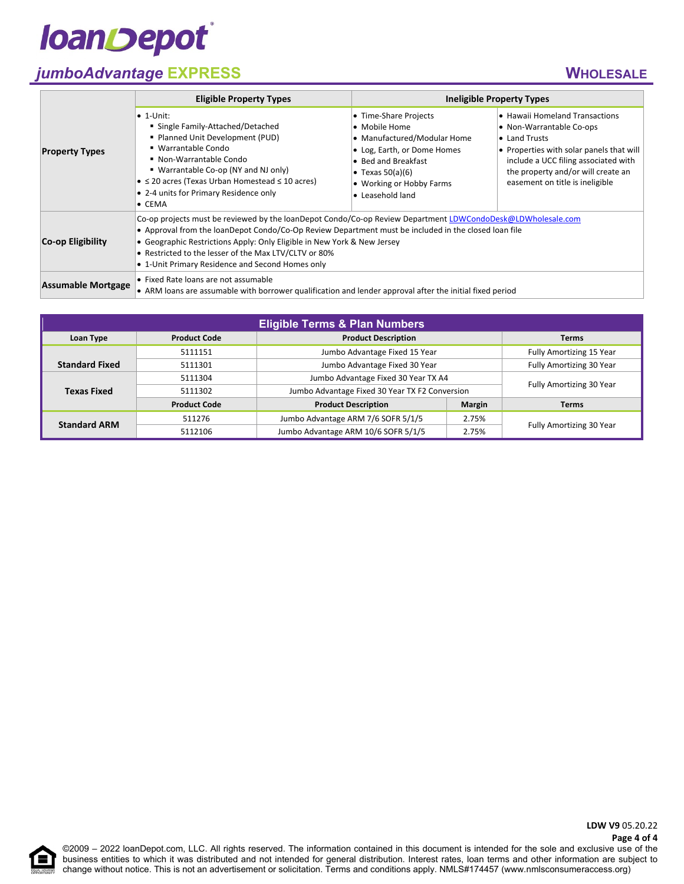| | Eligible Property Types | Ineligible Property Types | |
|---|---|---|---|
| **Property Types** | • 1-Unit:<br>▪ Single Family-Attached/Detached<br>▪ Planned Unit Development (PUD)<br>▪ Warrantable Condo<br>▪ Non-Warrantable Condo<br>▪ Warrantable Co-op (NY and NJ only)<br>• ≤ 20 acres (Texas Urban Homestead ≤ 10 acres)<br>• 2-4 units for Primary Residence only<br>• CEMA | • Time-Share Projects<br>• Mobile Home<br>• Manufactured/Modular Home<br>• Log, Earth, or Dome Homes<br>• Bed and Breakfast<br>• Texas 50(a)(6)<br>• Working or Hobby Farms<br>• Leasehold land | • Hawaii Homeland Transactions<br>• Non-Warrantable Co-ops<br>• Land Trusts<br>• Properties with solar panels that will include a UCC filing associated with the property and/or will create an easement on title is ineligible |
| **Co-op Eligibility** | Co-op projects must be reviewed by the loanDepot Condo/Co-op Review Department LDWCondoDesk@LDWholesale.com<br>• Approval from the loanDepot Condo/Co-Op Review Department must be included in the closed loan file<br>• Geographic Restrictions Apply: Only Eligible in New York & New Jersey<br>• Restricted to the lesser of the Max LTV/CLTV or 80%<br>• 1-Unit Primary Residence and Second Homes only | | |
| **Assumable Mortgage** | • Fixed Rate loans are not assumable<br>• ARM loans are assumable with borrower qualification and lender approval after the initial fixed period | | |

## Eligible Terms & Plan Numbers

| Loan Type | Product Code | Product Description | Margin | Terms |
|---|---|---|---|---|
| **Standard Fixed** | 5111151 | Jumbo Advantage Fixed 15 Year | | Fully Amortizing 15 Year |
| | 5111301 | Jumbo Advantage Fixed 30 Year | | Fully Amortizing 30 Year |
| **Texas Fixed** | 5111304 | Jumbo Advantage Fixed 30 Year TX A4 | | Fully Amortizing 30 Year |
| | 5111302 | Jumbo Advantage Fixed 30 Year TX F2 Conversion | | |
| | **Product Code** | **Product Description** | **Margin** | **Terms** |
| **Standard ARM** | 511276 | Jumbo Advantage ARM 7/6 SOFR 5/1/5 | 2.75% | Fully Amortizing 30 Year |
| | 5112106 | Jumbo Advantage ARM 10/6 SOFR 5/1/5 | 2.75% | |

**LDW V9** 05.20.22

©2009 – 2022 loanDepot.com, LLC. All rights reserved. The information contained in this document is intended for the sole and exclusive use of the business entities to which it was distributed and not intended for general distribution. Interest rates, loan terms and other information are subject to change without notice. This is not an advertisement or solicitation. Terms and conditions apply. NMLS#174457 (www.nmlsconsumeraccess.org)